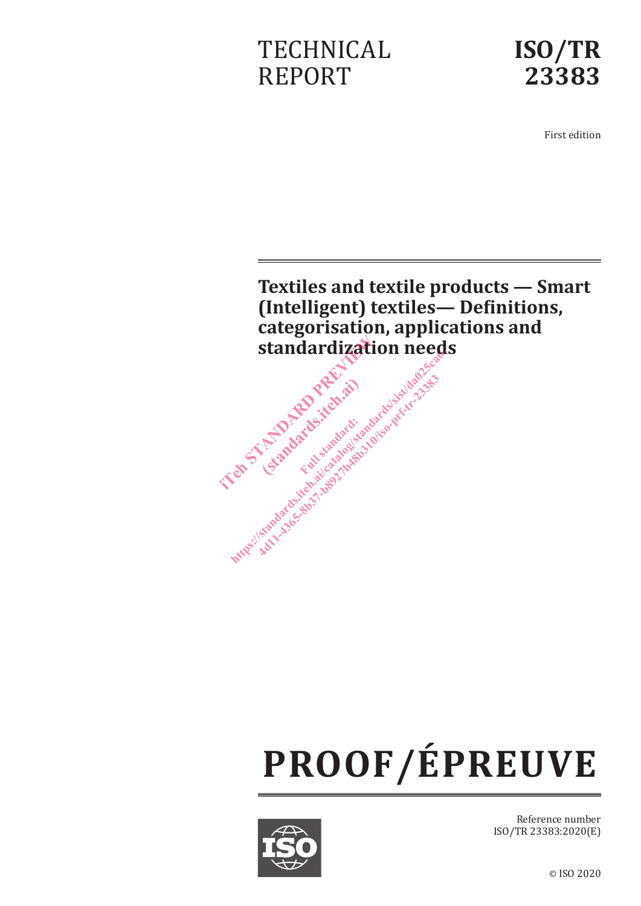TECHNICAL REPORT

**ISO/TR 23383**

First edition

# Textiles and textile products — Smart (Intelligent) textiles— Definitions, categorisation, applications and standardization needs

# PROOF/ÉPREUVE

Reference number
ISO/TR 23383:2020(E)

© ISO 2020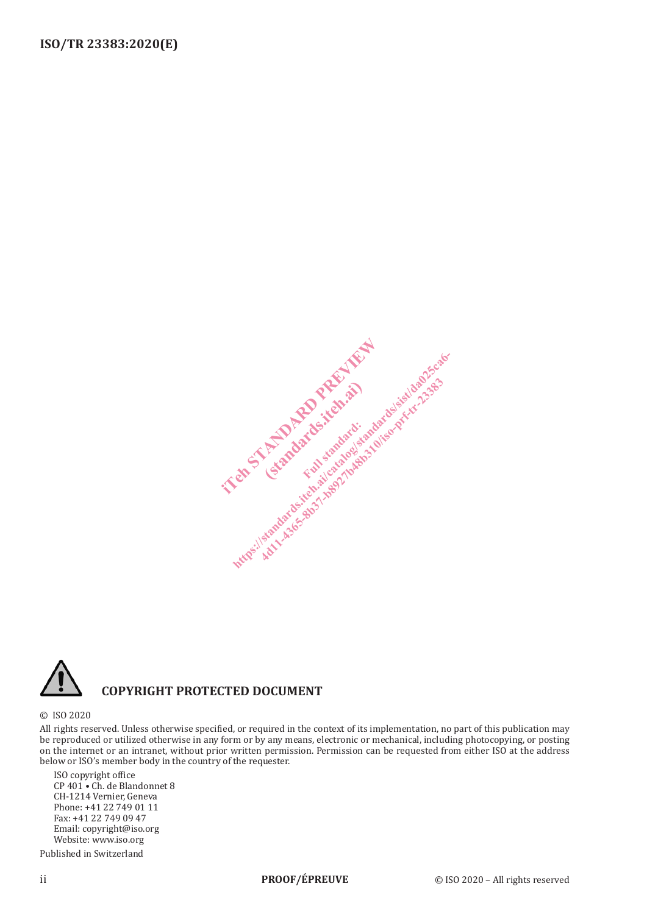**COPYRIGHT PROTECTED DOCUMENT**

© ISO 2020

All rights reserved. Unless otherwise specified, or required in the context of its implementation, no part of this publication may be reproduced or utilized otherwise in any form or by any means, electronic or mechanical, including photocopying, or posting on the internet or an intranet, without prior written permission. Permission can be requested from either ISO at the address below or ISO's member body in the country of the requester.

ISO copyright office
CP 401 • Ch. de Blandonnet 8
CH-1214 Vernier, Geneva
Phone: +41 22 749 01 11
Fax: +41 22 749 09 47
Email: copyright@iso.org
Website: www.iso.org

Published in Switzerland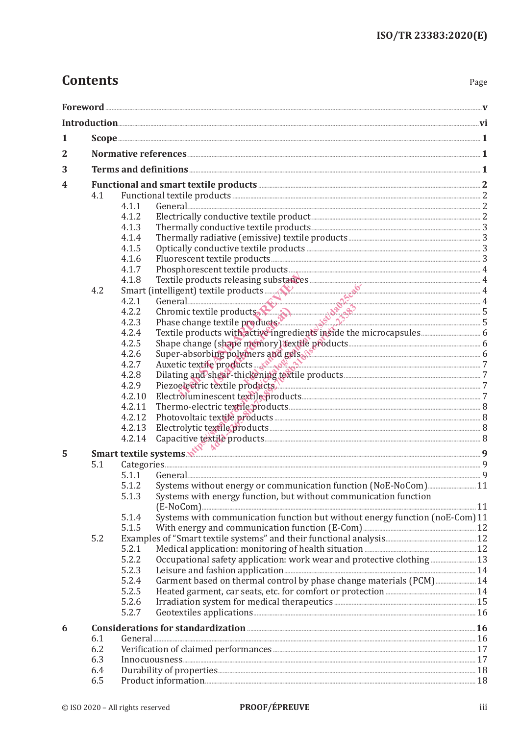# Contents

Page

**Foreword** ..... **v**

**Introduction** ..... **vi**

**1 Scope** ..... **1**

**2 Normative references** ..... **1**

**3 Terms and definitions** ..... **1**

**4 Functional and smart textile products** ..... **2**

- 4.1 Functional textile products ..... 2
  - 4.1.1 General ..... 2
  - 4.1.2 Electrically conductive textile product ..... 2
  - 4.1.3 Thermally conductive textile products ..... 3
  - 4.1.4 Thermally radiative (emissive) textile products ..... 3
  - 4.1.5 Optically conductive textile products ..... 3
  - 4.1.6 Fluorescent textile products ..... 3
  - 4.1.7 Phosphorescent textile products ..... 4
  - 4.1.8 Textile products releasing substances ..... 4
- 4.2 Smart (intelligent) textile products ..... 4
  - 4.2.1 General ..... 4
  - 4.2.2 Chromic textile products ..... 5
  - 4.2.3 Phase change textile products ..... 5
  - 4.2.4 Textile products with active ingredients inside the microcapsules ..... 6
  - 4.2.5 Shape change (shape memory) textile products ..... 6
  - 4.2.6 Super-absorbing polymers and gels ..... 6
  - 4.2.7 Auxetic textile products ..... 7
  - 4.2.8 Dilating and shear-thickening textile products ..... 7
  - 4.2.9 Piezoelectric textile products ..... 7
  - 4.2.10 Electroluminescent textile products ..... 7
  - 4.2.11 Thermo-electric textile products ..... 8
  - 4.2.12 Photovoltaic textile products ..... 8
  - 4.2.13 Electrolytic textile products ..... 8
  - 4.2.14 Capacitive textile products ..... 8

**5 Smart textile systems** ..... **9**

- 5.1 Categories ..... 9
  - 5.1.1 General ..... 9
  - 5.1.2 Systems without energy or communication function (NoE-NoCom) ..... 11
  - 5.1.3 Systems with energy function, but without communication function (E-NoCom) ..... 11
  - 5.1.4 Systems with communication function but without energy function (noE-Com) ..... 11
  - 5.1.5 With energy and communication function (E-Com) ..... 12
- 5.2 Examples of "Smart textile systems" and their functional analysis ..... 12
  - 5.2.1 Medical application: monitoring of health situation ..... 12
  - 5.2.2 Occupational safety application: work wear and protective clothing ..... 13
  - 5.2.3 Leisure and fashion application ..... 14
  - 5.2.4 Garment based on thermal control by phase change materials (PCM) ..... 14
  - 5.2.5 Heated garment, car seats, etc. for comfort or protection ..... 14
  - 5.2.6 Irradiation system for medical therapeutics ..... 15
  - 5.2.7 Geotextiles applications ..... 16

**6 Considerations for standardization** ..... **16**

- 6.1 General ..... 16
- 6.2 Verification of claimed performances ..... 17
- 6.3 Innocuousness ..... 17
- 6.4 Durability of properties ..... 18
- 6.5 Product information ..... 18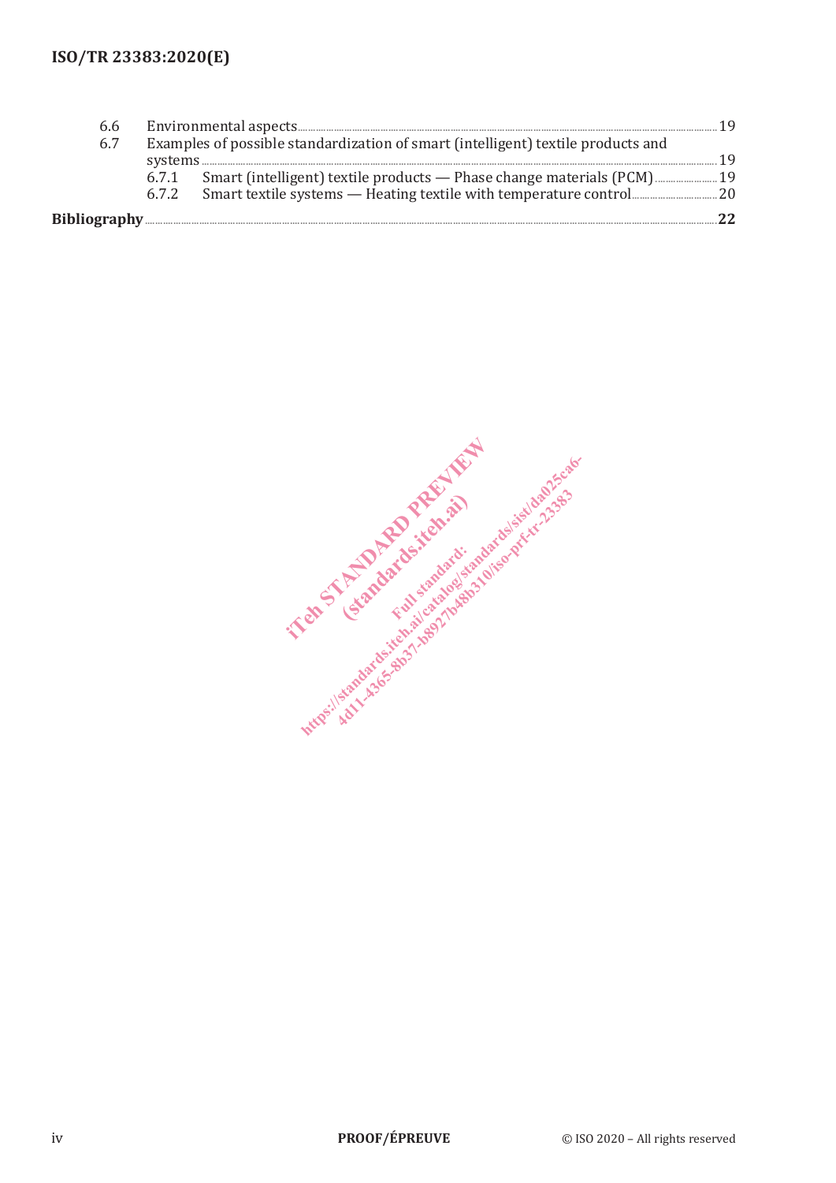6.6 Environmental aspects ..... 19

6.7 Examples of possible standardization of smart (intelligent) textile products and systems ..... 19

  6.7.1 Smart (intelligent) textile products — Phase change materials (PCM) ..... 19

  6.7.2 Smart textile systems — Heating textile with temperature control ..... 20

**Bibliography** ..... **22**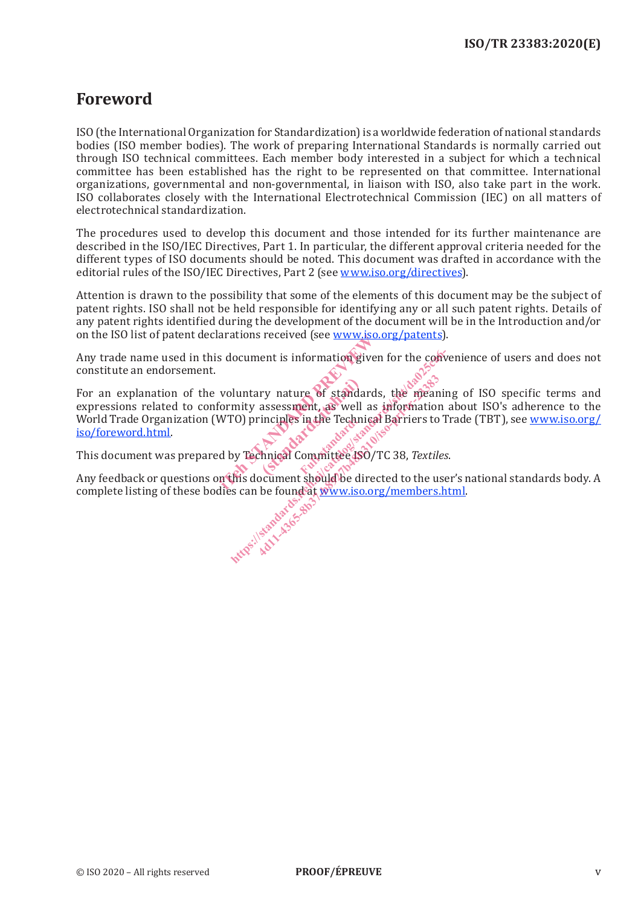# Foreword

ISO (the International Organization for Standardization) is a worldwide federation of national standards bodies (ISO member bodies). The work of preparing International Standards is normally carried out through ISO technical committees. Each member body interested in a subject for which a technical committee has been established has the right to be represented on that committee. International organizations, governmental and non-governmental, in liaison with ISO, also take part in the work. ISO collaborates closely with the International Electrotechnical Commission (IEC) on all matters of electrotechnical standardization.

The procedures used to develop this document and those intended for its further maintenance are described in the ISO/IEC Directives, Part 1. In particular, the different approval criteria needed for the different types of ISO documents should be noted. This document was drafted in accordance with the editorial rules of the ISO/IEC Directives, Part 2 (see www.iso.org/directives).

Attention is drawn to the possibility that some of the elements of this document may be the subject of patent rights. ISO shall not be held responsible for identifying any or all such patent rights. Details of any patent rights identified during the development of the document will be in the Introduction and/or on the ISO list of patent declarations received (see www.iso.org/patents).

Any trade name used in this document is information given for the convenience of users and does not constitute an endorsement.

For an explanation of the voluntary nature of standards, the meaning of ISO specific terms and expressions related to conformity assessment, as well as information about ISO's adherence to the World Trade Organization (WTO) principles in the Technical Barriers to Trade (TBT), see www.iso.org/iso/foreword.html.

This document was prepared by Technical Committee ISO/TC 38, *Textiles*.

Any feedback or questions on this document should be directed to the user's national standards body. A complete listing of these bodies can be found at www.iso.org/members.html.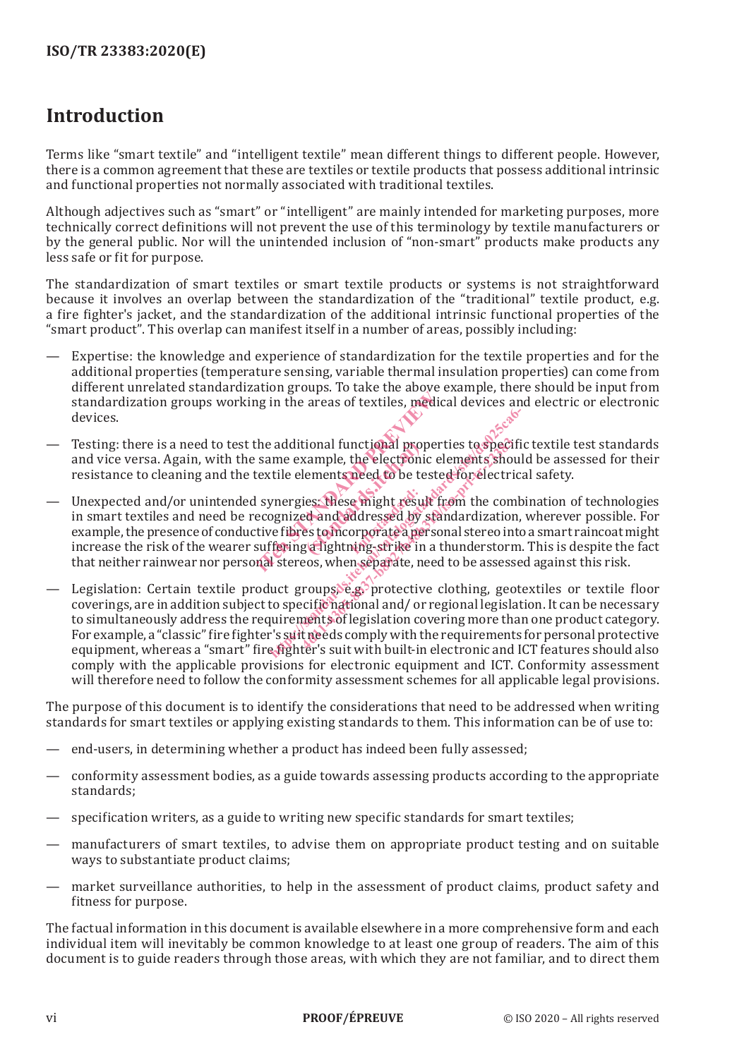# Introduction

Terms like "smart textile" and "intelligent textile" mean different things to different people. However, there is a common agreement that these are textiles or textile products that possess additional intrinsic and functional properties not normally associated with traditional textiles.

Although adjectives such as "smart" or "intelligent" are mainly intended for marketing purposes, more technically correct definitions will not prevent the use of this terminology by textile manufacturers or by the general public. Nor will the unintended inclusion of "non-smart" products make products any less safe or fit for purpose.

The standardization of smart textiles or smart textile products or systems is not straightforward because it involves an overlap between the standardization of the "traditional" textile product, e.g. a fire fighter's jacket, and the standardization of the additional intrinsic functional properties of the "smart product". This overlap can manifest itself in a number of areas, possibly including:

— Expertise: the knowledge and experience of standardization for the textile properties and for the additional properties (temperature sensing, variable thermal insulation properties) can come from different unrelated standardization groups. To take the above example, there should be input from standardization groups working in the areas of textiles, medical devices and electric or electronic devices.

— Testing: there is a need to test the additional functional properties to specific textile test standards and vice versa. Again, with the same example, the electronic elements should be assessed for their resistance to cleaning and the textile elements need to be tested for electrical safety.

— Unexpected and/or unintended synergies: these might result from the combination of technologies in smart textiles and need be recognized and addressed by standardization, wherever possible. For example, the presence of conductive fibres to incorporate a personal stereo into a smart raincoat might increase the risk of the wearer suffering a lightning-strike in a thunderstorm. This is despite the fact that neither rainwear nor personal stereos, when separate, need to be assessed against this risk.

— Legislation: Certain textile product groups, e.g. protective clothing, geotextiles or textile floor coverings, are in addition subject to specific national and/ or regional legislation. It can be necessary to simultaneously address the requirements of legislation covering more than one product category. For example, a "classic" fire fighter's suit needs comply with the requirements for personal protective equipment, whereas a "smart" fire fighter's suit with built-in electronic and ICT features should also comply with the applicable provisions for electronic equipment and ICT. Conformity assessment will therefore need to follow the conformity assessment schemes for all applicable legal provisions.

The purpose of this document is to identify the considerations that need to be addressed when writing standards for smart textiles or applying existing standards to them. This information can be of use to:

— end-users, in determining whether a product has indeed been fully assessed;

— conformity assessment bodies, as a guide towards assessing products according to the appropriate standards;

— specification writers, as a guide to writing new specific standards for smart textiles;

— manufacturers of smart textiles, to advise them on appropriate product testing and on suitable ways to substantiate product claims;

— market surveillance authorities, to help in the assessment of product claims, product safety and fitness for purpose.

The factual information in this document is available elsewhere in a more comprehensive form and each individual item will inevitably be common knowledge to at least one group of readers. The aim of this document is to guide readers through those areas, with which they are not familiar, and to direct them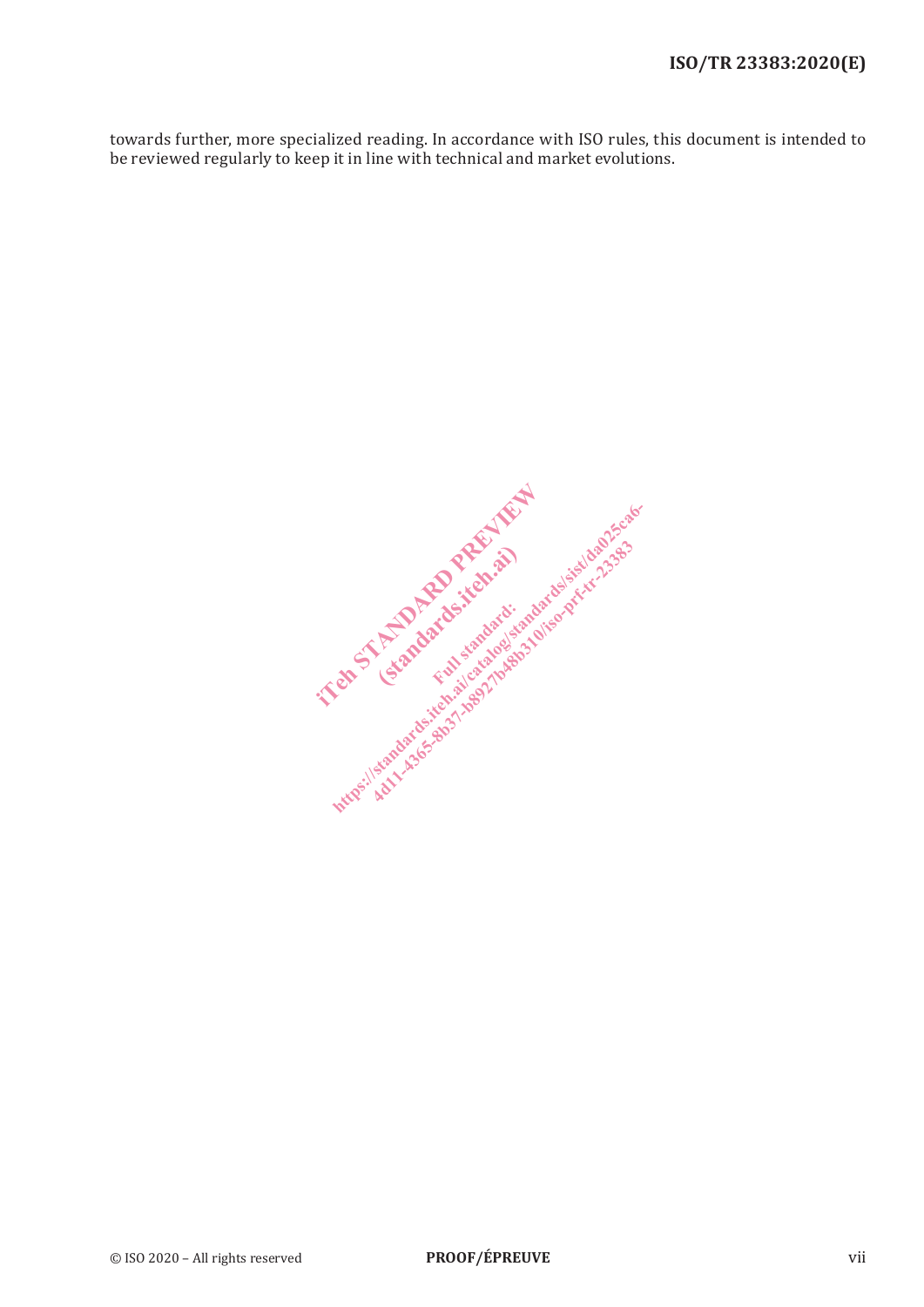towards further, more specialized reading. In accordance with ISO rules, this document is intended to be reviewed regularly to keep it in line with technical and market evolutions.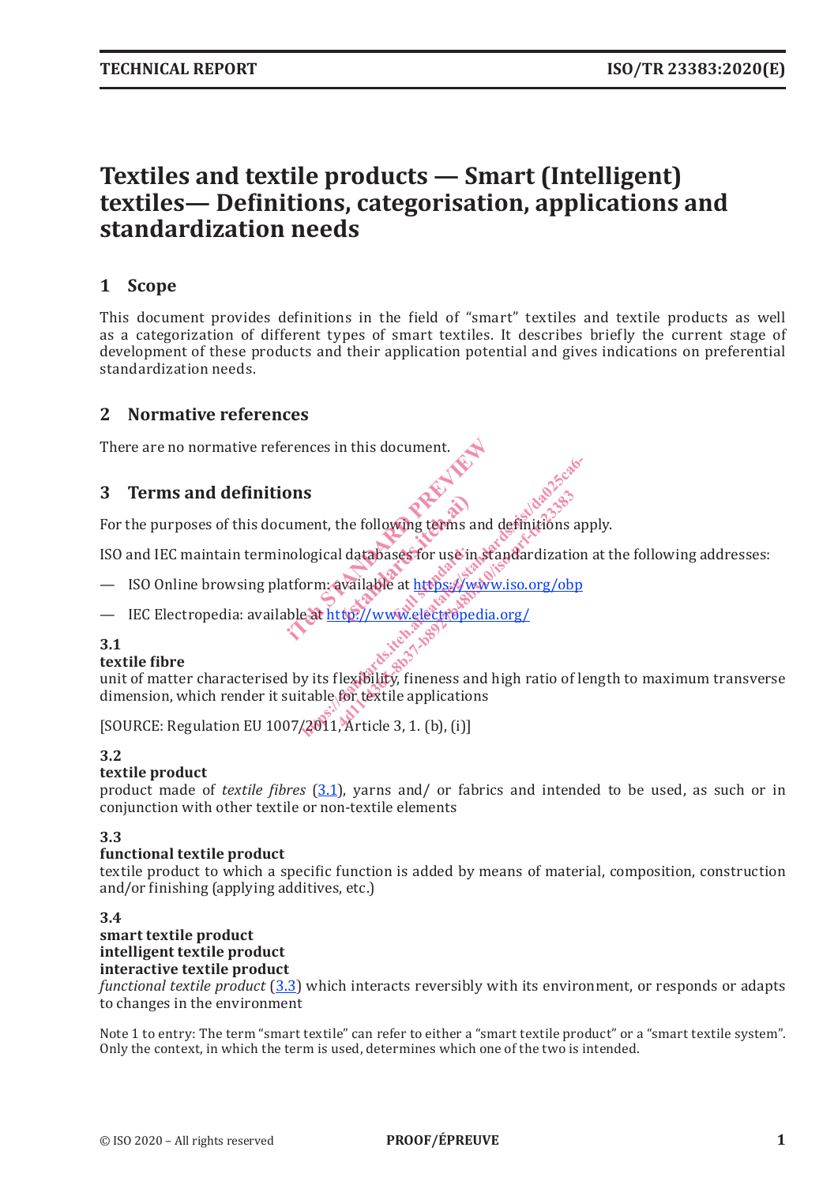# Textiles and textile products — Smart (Intelligent) textiles— Definitions, categorisation, applications and standardization needs

## 1 Scope

This document provides definitions in the field of "smart" textiles and textile products as well as a categorization of different types of smart textiles. It describes briefly the current stage of development of these products and their application potential and gives indications on preferential standardization needs.

## 2 Normative references

There are no normative references in this document.

## 3 Terms and definitions

For the purposes of this document, the following terms and definitions apply.

ISO and IEC maintain terminological databases for use in standardization at the following addresses:

— ISO Online browsing platform: available at https://www.iso.org/obp

— IEC Electropedia: available at http://www.electropedia.org/

**3.1**
**textile fibre**
unit of matter characterised by its flexibility, fineness and high ratio of length to maximum transverse dimension, which render it suitable for textile applications

[SOURCE: Regulation EU 1007/2011, Article 3, 1. (b), (i)]

**3.2**
**textile product**
product made of *textile fibres* (3.1), yarns and/ or fabrics and intended to be used, as such or in conjunction with other textile or non-textile elements

**3.3**
**functional textile product**
textile product to which a specific function is added by means of material, composition, construction and/or finishing (applying additives, etc.)

**3.4**
**smart textile product**
**intelligent textile product**
**interactive textile product**
*functional textile product* (3.3) which interacts reversibly with its environment, or responds or adapts to changes in the environment

Note 1 to entry: The term "smart textile" can refer to either a "smart textile product" or a "smart textile system". Only the context, in which the term is used, determines which one of the two is intended.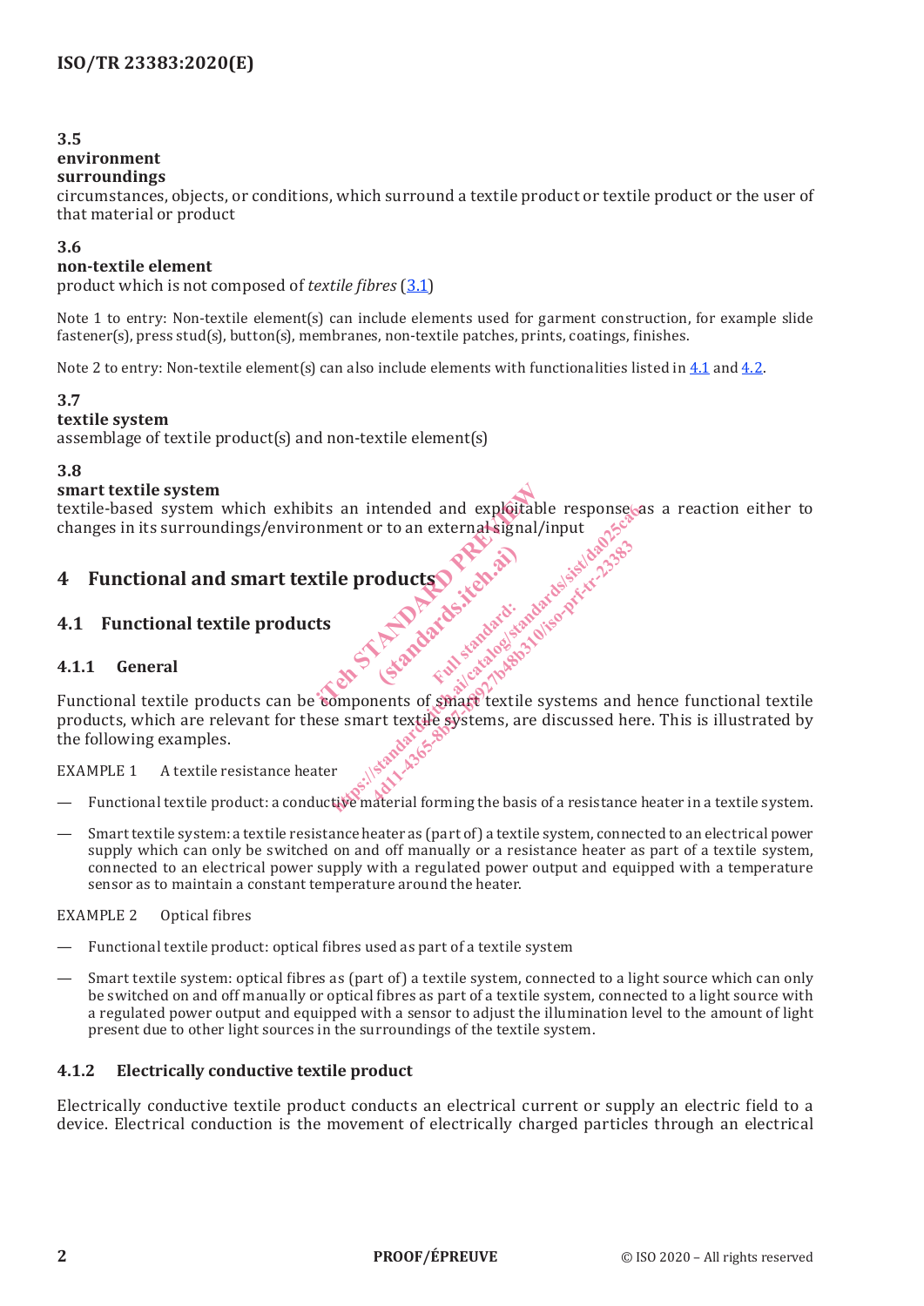**3.5**
**environment**
**surroundings**
circumstances, objects, or conditions, which surround a textile product or textile product or the user of that material or product

**3.6**
**non-textile element**
product which is not composed of *textile fibres* (3.1)

Note 1 to entry: Non-textile element(s) can include elements used for garment construction, for example slide fastener(s), press stud(s), button(s), membranes, non-textile patches, prints, coatings, finishes.

Note 2 to entry: Non-textile element(s) can also include elements with functionalities listed in 4.1 and 4.2.

**3.7**
**textile system**
assemblage of textile product(s) and non-textile element(s)

**3.8**
**smart textile system**
textile-based system which exhibits an intended and exploitable response as a reaction either to changes in its surroundings/environment or to an external signal/input

# 4 Functional and smart textile products

## 4.1 Functional textile products

### 4.1.1 General

Functional textile products can be components of smart textile systems and hence functional textile products, which are relevant for these smart textile systems, are discussed here. This is illustrated by the following examples.

EXAMPLE 1 A textile resistance heater

— Functional textile product: a conductive material forming the basis of a resistance heater in a textile system.

— Smart textile system: a textile resistance heater as (part of) a textile system, connected to an electrical power supply which can only be switched on and off manually or a resistance heater as part of a textile system, connected to an electrical power supply with a regulated power output and equipped with a temperature sensor as to maintain a constant temperature around the heater.

EXAMPLE 2 Optical fibres

— Functional textile product: optical fibres used as part of a textile system

— Smart textile system: optical fibres as (part of) a textile system, connected to a light source which can only be switched on and off manually or optical fibres as part of a textile system, connected to a light source with a regulated power output and equipped with a sensor to adjust the illumination level to the amount of light present due to other light sources in the surroundings of the textile system.

### 4.1.2 Electrically conductive textile product

Electrically conductive textile product conducts an electrical current or supply an electric field to a device. Electrical conduction is the movement of electrically charged particles through an electrical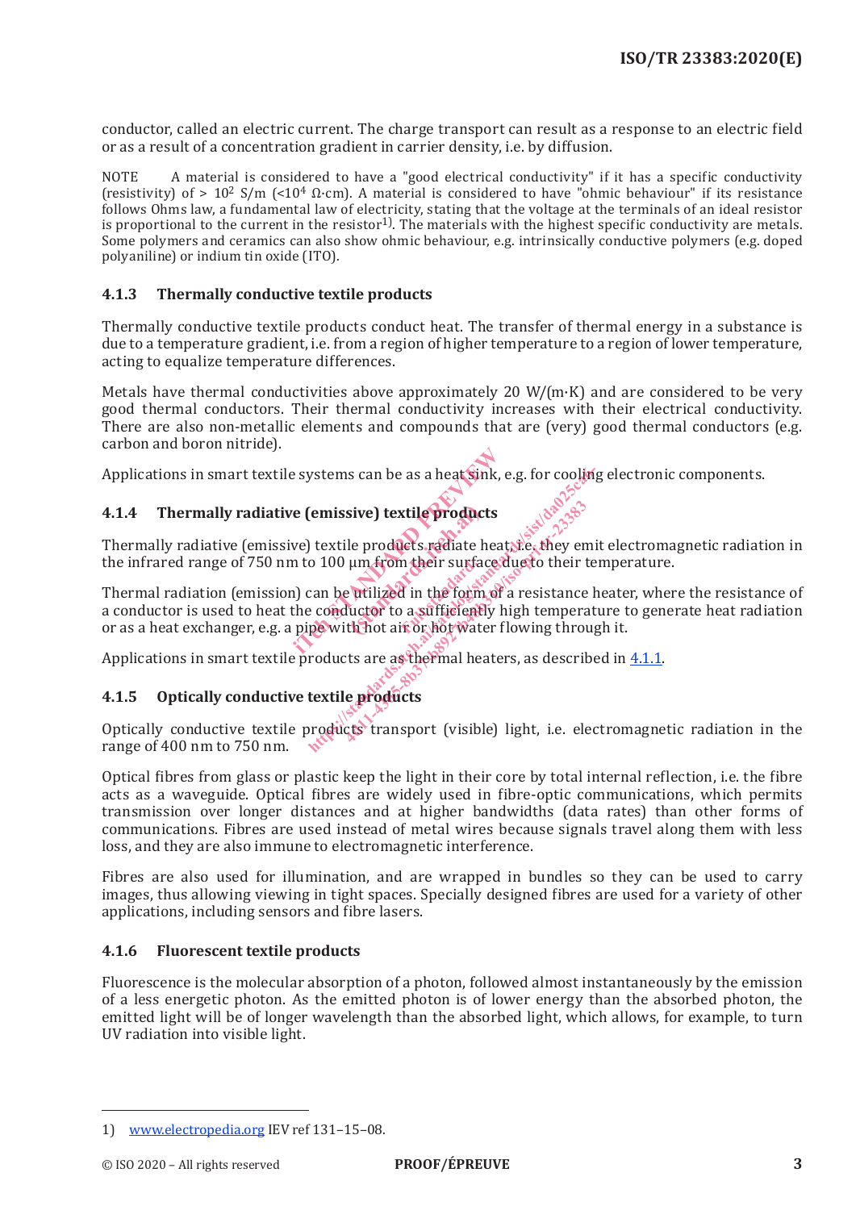conductor, called an electric current. The charge transport can result as a response to an electric field or as a result of a concentration gradient in carrier density, i.e. by diffusion.

NOTE A material is considered to have a "good electrical conductivity" if it has a specific conductivity (resistivity) of > $10^2$ S/m (<$10^4$ Ω·cm). A material is considered to have "ohmic behaviour" if its resistance follows Ohms law, a fundamental law of electricity, stating that the voltage at the terminals of an ideal resistor is proportional to the current in the resistor[1]. The materials with the highest specific conductivity are metals. Some polymers and ceramics can also show ohmic behaviour, e.g. intrinsically conductive polymers (e.g. doped polyaniline) or indium tin oxide (ITO).

### 4.1.3 Thermally conductive textile products

Thermally conductive textile products conduct heat. The transfer of thermal energy in a substance is due to a temperature gradient, i.e. from a region of higher temperature to a region of lower temperature, acting to equalize temperature differences.

Metals have thermal conductivities above approximately 20 W/(m·K) and are considered to be very good thermal conductors. Their thermal conductivity increases with their electrical conductivity. There are also non-metallic elements and compounds that are (very) good thermal conductors (e.g. carbon and boron nitride).

Applications in smart textile systems can be as a heat sink, e.g. for cooling electronic components.

### 4.1.4 Thermally radiative (emissive) textile products

Thermally radiative (emissive) textile products radiate heat, i.e. they emit electromagnetic radiation in the infrared range of 750 nm to 100 µm from their surface due to their temperature.

Thermal radiation (emission) can be utilized in the form of a resistance heater, where the resistance of a conductor is used to heat the conductor to a sufficiently high temperature to generate heat radiation or as a heat exchanger, e.g. a pipe with hot air or hot water flowing through it.

Applications in smart textile products are as thermal heaters, as described in 4.1.1.

### 4.1.5 Optically conductive textile products

Optically conductive textile products transport (visible) light, i.e. electromagnetic radiation in the range of 400 nm to 750 nm.

Optical fibres from glass or plastic keep the light in their core by total internal reflection, i.e. the fibre acts as a waveguide. Optical fibres are widely used in fibre-optic communications, which permits transmission over longer distances and at higher bandwidths (data rates) than other forms of communications. Fibres are used instead of metal wires because signals travel along them with less loss, and they are also immune to electromagnetic interference.

Fibres are also used for illumination, and are wrapped in bundles so they can be used to carry images, thus allowing viewing in tight spaces. Specially designed fibres are used for a variety of other applications, including sensors and fibre lasers.

### 4.1.6 Fluorescent textile products

Fluorescence is the molecular absorption of a photon, followed almost instantaneously by the emission of a less energetic photon. As the emitted photon is of lower energy than the absorbed photon, the emitted light will be of longer wavelength than the absorbed light, which allows, for example, to turn UV radiation into visible light.

---

1) www.electropedia.org IEV ref 131–15–08.